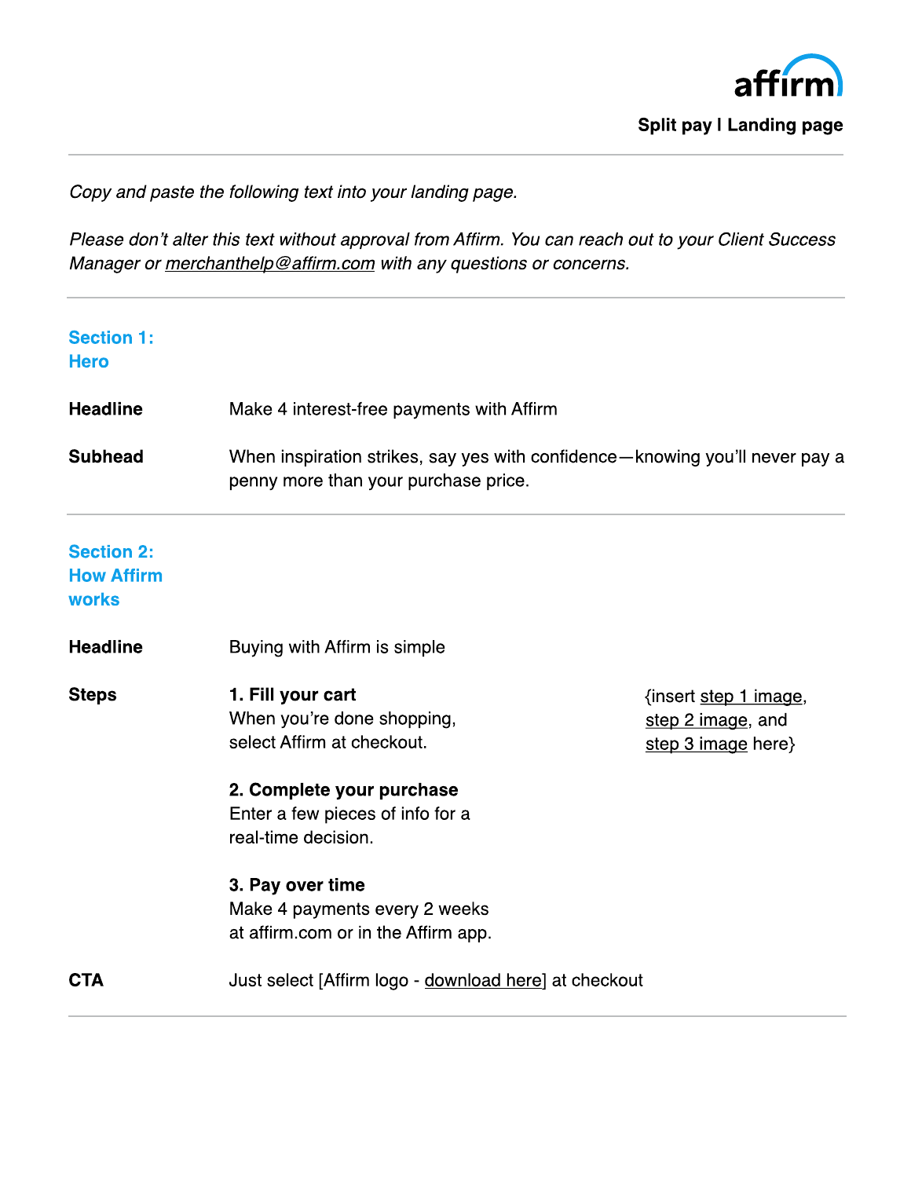**Split pay | Landing page**

*Copy and paste the following text into your landing page.*

*Please don't alter this text without approval from Affirm. You can reach out to your Client Success Manager or merchanthelp@affirm.com with any questions or concerns.*

---

## Section 1: Hero

**Headline**

Make 4 interest-free payments with Affirm

**Subhead**

When inspiration strikes, say yes with confidence—knowing you'll never pay a penny more than your purchase price.

---

## Section 2: How Affirm works

**Headline**

Buying with Affirm is simple

**Steps**

**1. Fill your cart**
When you're done shopping, select Affirm at checkout.

**2. Complete your purchase**
Enter a few pieces of info for a real-time decision.

**3. Pay over time**
Make 4 payments every 2 weeks at affirm.com or in the Affirm app.

{insert step 1 image, step 2 image, and step 3 image here}

**CTA**

Just select [Affirm logo - download here] at checkout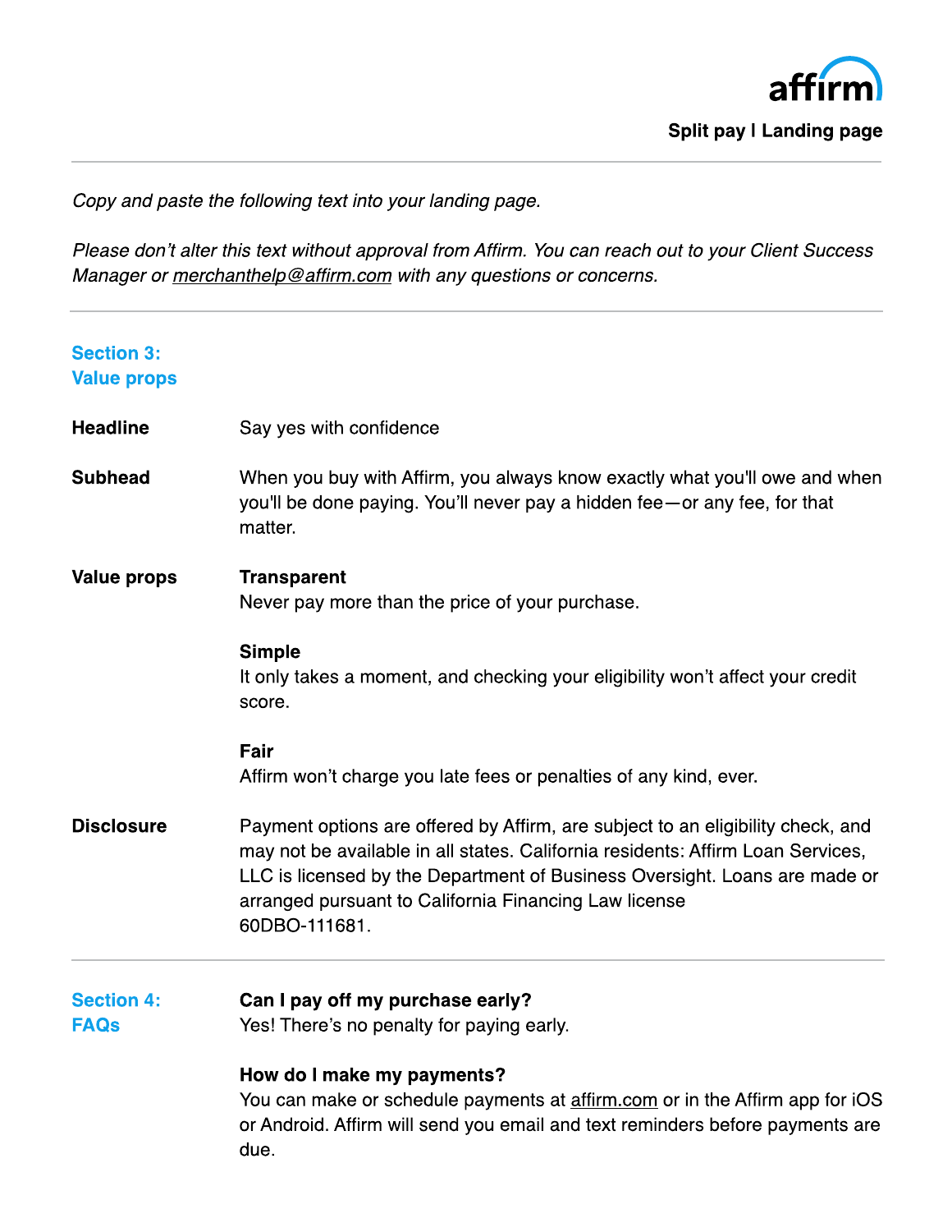*Copy and paste the following text into your landing page.*

*Please don't alter this text without approval from Affirm. You can reach out to your Client Success Manager or merchanthelp@affirm.com with any questions or concerns.*

---

## Section 3: Value props

**Headline**

Say yes with confidence

**Subhead**

When you buy with Affirm, you always know exactly what you'll owe and when you'll be done paying. You'll never pay a hidden fee—or any fee, for that matter.

**Value props**

**Transparent**
Never pay more than the price of your purchase.

**Simple**
It only takes a moment, and checking your eligibility won't affect your credit score.

**Fair**
Affirm won't charge you late fees or penalties of any kind, ever.

**Disclosure**

Payment options are offered by Affirm, are subject to an eligibility check, and may not be available in all states. California residents: Affirm Loan Services, LLC is licensed by the Department of Business Oversight. Loans are made or arranged pursuant to California Financing Law license 60DBO-111681.

---

## Section 4: FAQs

**Can I pay off my purchase early?**
Yes! There's no penalty for paying early.

**How do I make my payments?**
You can make or schedule payments at affirm.com or in the Affirm app for iOS or Android. Affirm will send you email and text reminders before payments are due.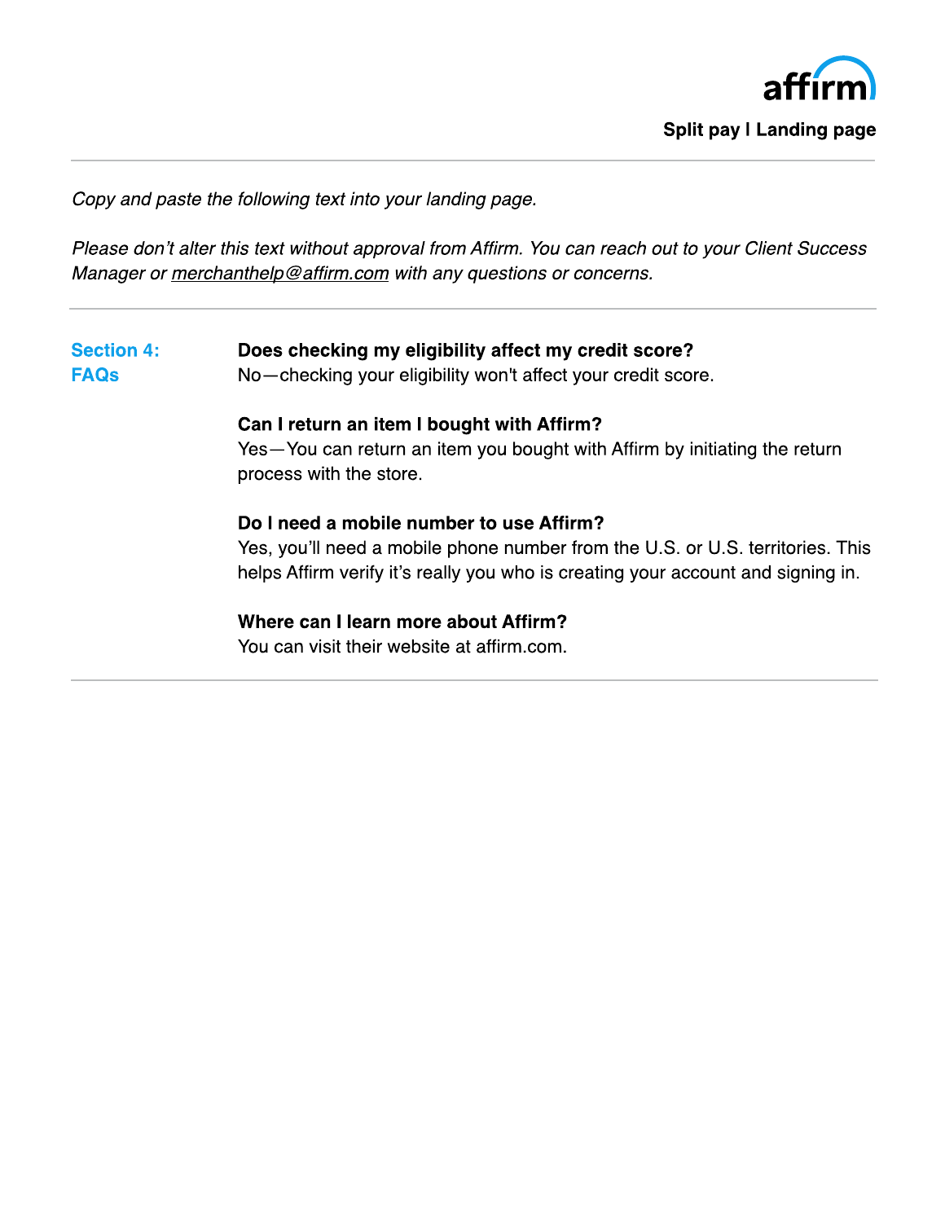*Copy and paste the following text into your landing page.*

*Please don't alter this text without approval from Affirm. You can reach out to your Client Success Manager or merchanthelp@affirm.com with any questions or concerns.*

## Section 4: FAQs

**Does checking my eligibility affect my credit score?**
No—checking your eligibility won't affect your credit score.

**Can I return an item I bought with Affirm?**
Yes—You can return an item you bought with Affirm by initiating the return process with the store.

**Do I need a mobile number to use Affirm?**
Yes, you'll need a mobile phone number from the U.S. or U.S. territories. This helps Affirm verify it's really you who is creating your account and signing in.

**Where can I learn more about Affirm?**
You can visit their website at affirm.com.